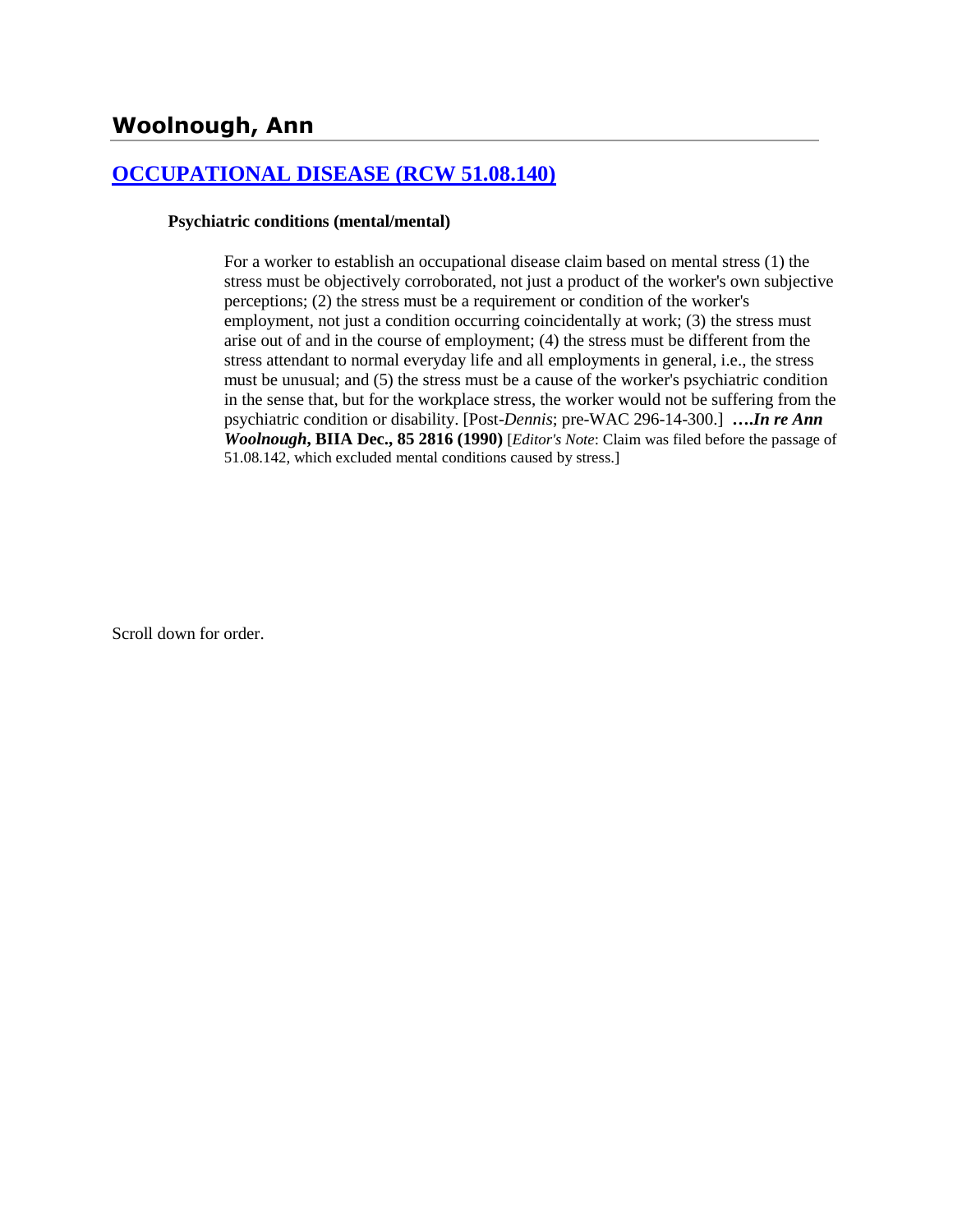# Woolnough, Ann

## [OCCUPATIONAL DISEASE (RCW 51.08.140)]()

### Psychiatric conditions (mental/mental)

For a worker to establish an occupational disease claim based on mental stress (1) the stress must be objectively corroborated, not just a product of the worker's own subjective perceptions; (2) the stress must be a requirement or condition of the worker's employment, not just a condition occurring coincidentally at work; (3) the stress must arise out of and in the course of employment; (4) the stress must be different from the stress attendant to normal everyday life and all employments in general, i.e., the stress must be unusual; and (5) the stress must be a cause of the worker's psychiatric condition in the sense that, but for the workplace stress, the worker would not be suffering from the psychiatric condition or disability. [Post-*Dennis*; pre-WAC 296-14-300.] ***….In re Ann Woolnough*, BIIA Dec., 85 2816 (1990)** [*Editor's Note*: Claim was filed before the passage of 51.08.142, which excluded mental conditions caused by stress.]

Scroll down for order.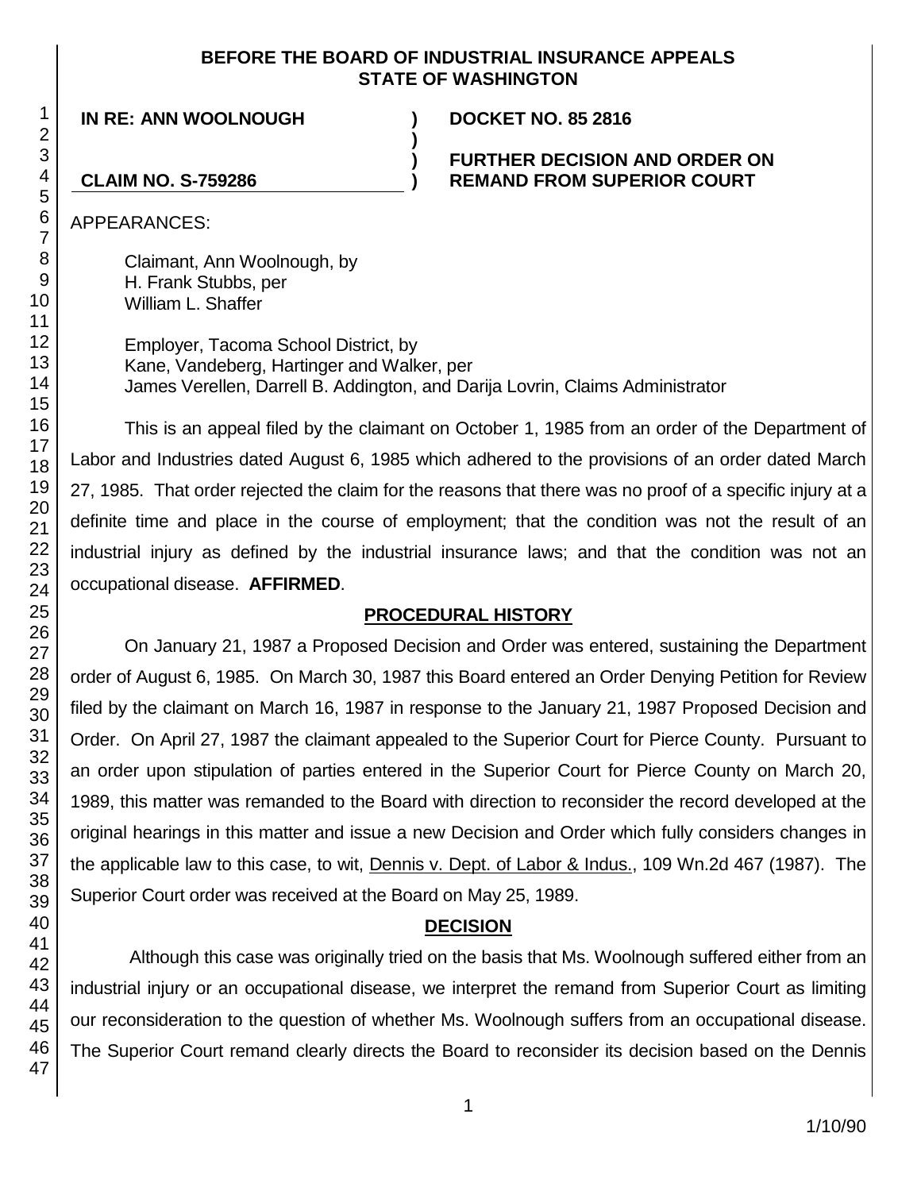**BEFORE THE BOARD OF INDUSTRIAL INSURANCE APPEALS**
**STATE OF WASHINGTON**

| **IN RE: ANN WOOLNOUGH** | **)** | **DOCKET NO. 85 2816** |
|---|---|---|
| | **)** | |
| | **)** | **FURTHER DECISION AND ORDER ON** |
| **CLAIM NO. S-759286** | **)** | **REMAND FROM SUPERIOR COURT** |

APPEARANCES:

Claimant, Ann Woolnough, by
H. Frank Stubbs, per
William L. Shaffer

Employer, Tacoma School District, by
Kane, Vandeberg, Hartinger and Walker, per
James Verellen, Darrell B. Addington, and Darija Lovrin, Claims Administrator

This is an appeal filed by the claimant on October 1, 1985 from an order of the Department of Labor and Industries dated August 6, 1985 which adhered to the provisions of an order dated March 27, 1985. That order rejected the claim for the reasons that there was no proof of a specific injury at a definite time and place in the course of employment; that the condition was not the result of an industrial injury as defined by the industrial insurance laws; and that the condition was not an occupational disease. **AFFIRMED**.

## PROCEDURAL HISTORY

On January 21, 1987 a Proposed Decision and Order was entered, sustaining the Department order of August 6, 1985. On March 30, 1987 this Board entered an Order Denying Petition for Review filed by the claimant on March 16, 1987 in response to the January 21, 1987 Proposed Decision and Order. On April 27, 1987 the claimant appealed to the Superior Court for Pierce County. Pursuant to an order upon stipulation of parties entered in the Superior Court for Pierce County on March 20, 1989, this matter was remanded to the Board with direction to reconsider the record developed at the original hearings in this matter and issue a new Decision and Order which fully considers changes in the applicable law to this case, to wit, Dennis v. Dept. of Labor & Indus., 109 Wn.2d 467 (1987). The Superior Court order was received at the Board on May 25, 1989.

## DECISION

Although this case was originally tried on the basis that Ms. Woolnough suffered either from an industrial injury or an occupational disease, we interpret the remand from Superior Court as limiting our reconsideration to the question of whether Ms. Woolnough suffers from an occupational disease. The Superior Court remand clearly directs the Board to reconsider its decision based on the Dennis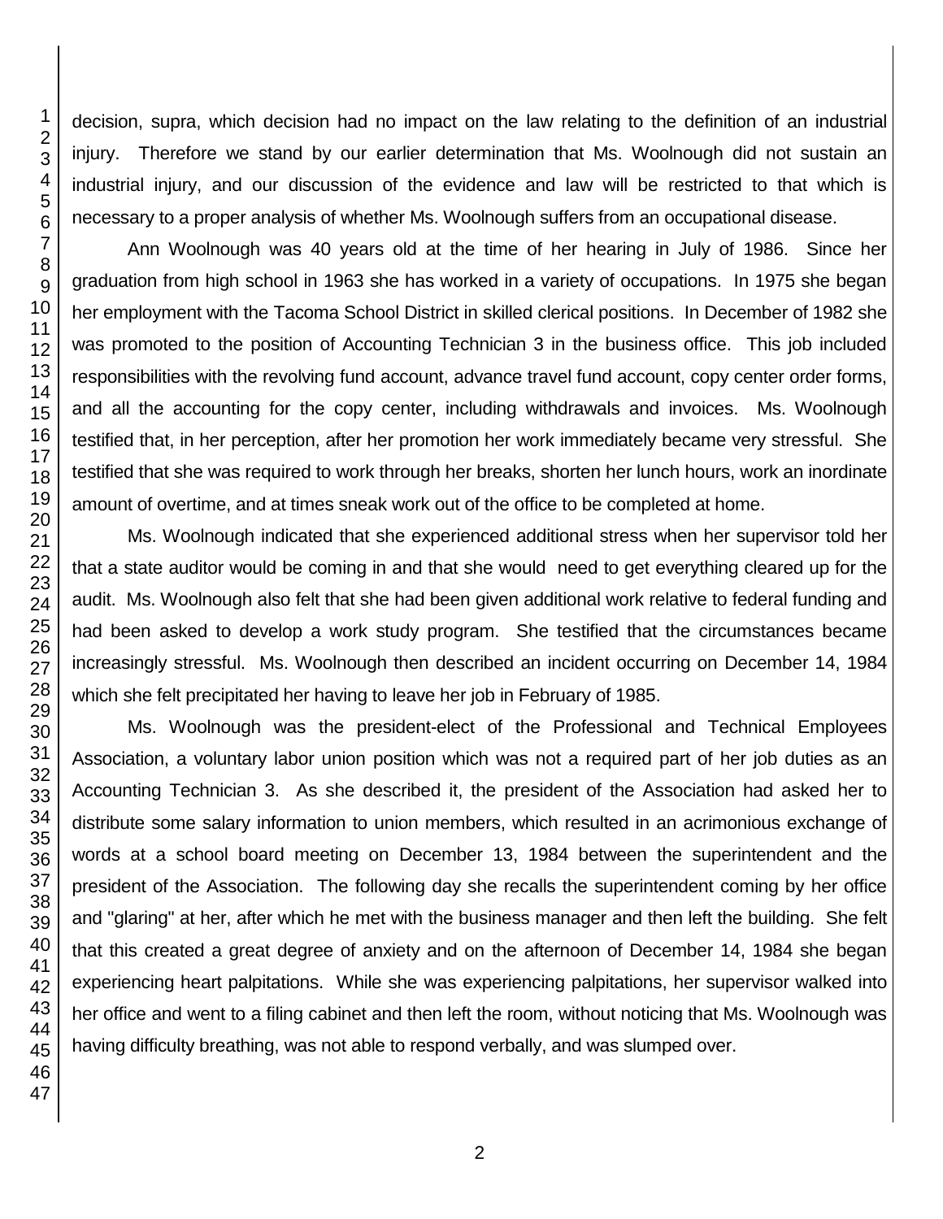decision, supra, which decision had no impact on the law relating to the definition of an industrial injury. Therefore we stand by our earlier determination that Ms. Woolnough did not sustain an industrial injury, and our discussion of the evidence and law will be restricted to that which is necessary to a proper analysis of whether Ms. Woolnough suffers from an occupational disease.

Ann Woolnough was 40 years old at the time of her hearing in July of 1986. Since her graduation from high school in 1963 she has worked in a variety of occupations. In 1975 she began her employment with the Tacoma School District in skilled clerical positions. In December of 1982 she was promoted to the position of Accounting Technician 3 in the business office. This job included responsibilities with the revolving fund account, advance travel fund account, copy center order forms, and all the accounting for the copy center, including withdrawals and invoices. Ms. Woolnough testified that, in her perception, after her promotion her work immediately became very stressful. She testified that she was required to work through her breaks, shorten her lunch hours, work an inordinate amount of overtime, and at times sneak work out of the office to be completed at home.

Ms. Woolnough indicated that she experienced additional stress when her supervisor told her that a state auditor would be coming in and that she would need to get everything cleared up for the audit. Ms. Woolnough also felt that she had been given additional work relative to federal funding and had been asked to develop a work study program. She testified that the circumstances became increasingly stressful. Ms. Woolnough then described an incident occurring on December 14, 1984 which she felt precipitated her having to leave her job in February of 1985.

Ms. Woolnough was the president-elect of the Professional and Technical Employees Association, a voluntary labor union position which was not a required part of her job duties as an Accounting Technician 3. As she described it, the president of the Association had asked her to distribute some salary information to union members, which resulted in an acrimonious exchange of words at a school board meeting on December 13, 1984 between the superintendent and the president of the Association. The following day she recalls the superintendent coming by her office and "glaring" at her, after which he met with the business manager and then left the building. She felt that this created a great degree of anxiety and on the afternoon of December 14, 1984 she began experiencing heart palpitations. While she was experiencing palpitations, her supervisor walked into her office and went to a filing cabinet and then left the room, without noticing that Ms. Woolnough was having difficulty breathing, was not able to respond verbally, and was slumped over.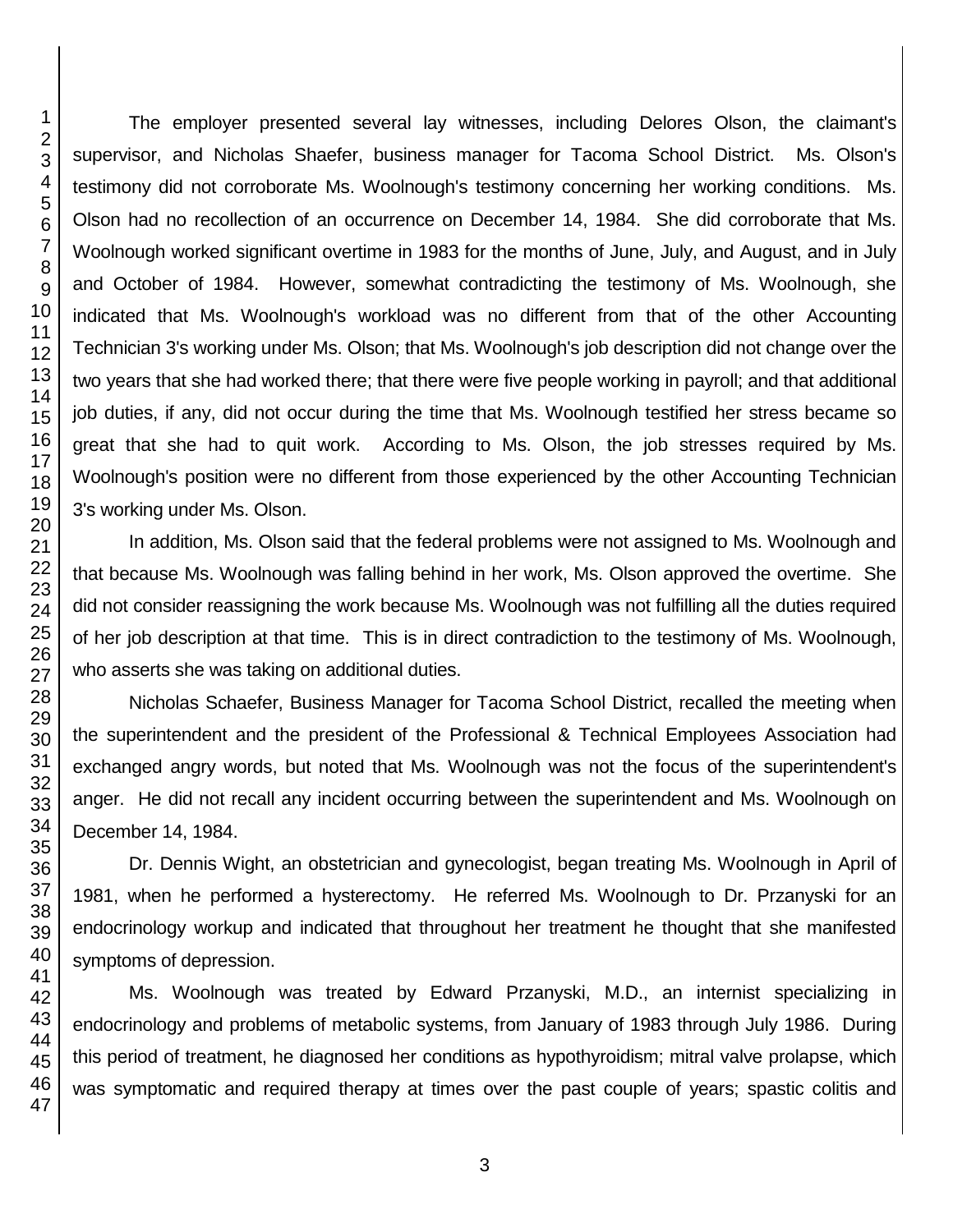The employer presented several lay witnesses, including Delores Olson, the claimant's supervisor, and Nicholas Shaefer, business manager for Tacoma School District. Ms. Olson's testimony did not corroborate Ms. Woolnough's testimony concerning her working conditions. Ms. Olson had no recollection of an occurrence on December 14, 1984. She did corroborate that Ms. Woolnough worked significant overtime in 1983 for the months of June, July, and August, and in July and October of 1984. However, somewhat contradicting the testimony of Ms. Woolnough, she indicated that Ms. Woolnough's workload was no different from that of the other Accounting Technician 3's working under Ms. Olson; that Ms. Woolnough's job description did not change over the two years that she had worked there; that there were five people working in payroll; and that additional job duties, if any, did not occur during the time that Ms. Woolnough testified her stress became so great that she had to quit work. According to Ms. Olson, the job stresses required by Ms. Woolnough's position were no different from those experienced by the other Accounting Technician 3's working under Ms. Olson.

In addition, Ms. Olson said that the federal problems were not assigned to Ms. Woolnough and that because Ms. Woolnough was falling behind in her work, Ms. Olson approved the overtime. She did not consider reassigning the work because Ms. Woolnough was not fulfilling all the duties required of her job description at that time. This is in direct contradiction to the testimony of Ms. Woolnough, who asserts she was taking on additional duties.

Nicholas Schaefer, Business Manager for Tacoma School District, recalled the meeting when the superintendent and the president of the Professional & Technical Employees Association had exchanged angry words, but noted that Ms. Woolnough was not the focus of the superintendent's anger. He did not recall any incident occurring between the superintendent and Ms. Woolnough on December 14, 1984.

Dr. Dennis Wight, an obstetrician and gynecologist, began treating Ms. Woolnough in April of 1981, when he performed a hysterectomy. He referred Ms. Woolnough to Dr. Przanyski for an endocrinology workup and indicated that throughout her treatment he thought that she manifested symptoms of depression.

Ms. Woolnough was treated by Edward Przanyski, M.D., an internist specializing in endocrinology and problems of metabolic systems, from January of 1983 through July 1986. During this period of treatment, he diagnosed her conditions as hypothyroidism; mitral valve prolapse, which was symptomatic and required therapy at times over the past couple of years; spastic colitis and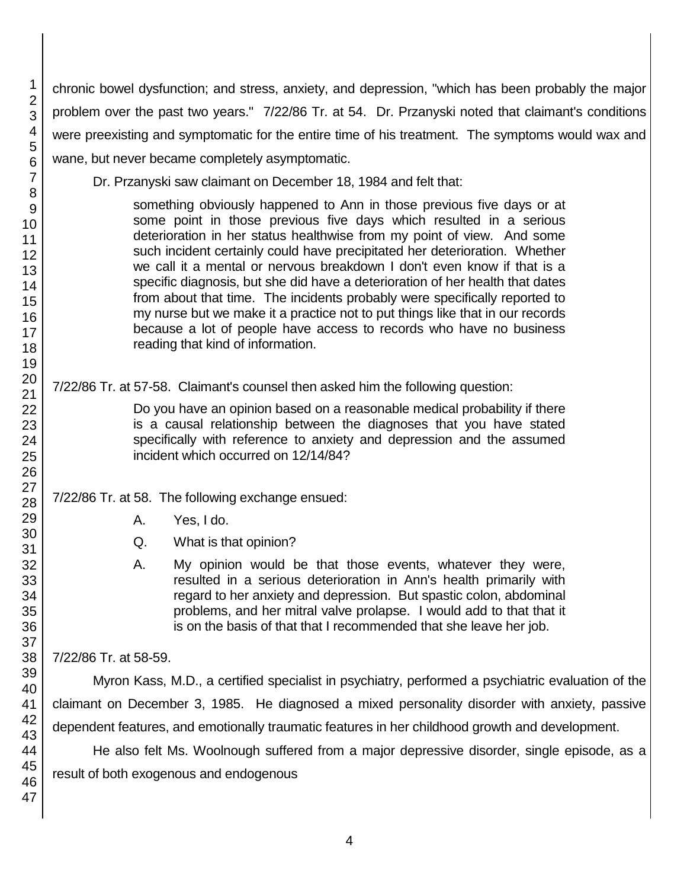chronic bowel dysfunction; and stress, anxiety, and depression, "which has been probably the major problem over the past two years." 7/22/86 Tr. at 54. Dr. Przanyski noted that claimant's conditions were preexisting and symptomatic for the entire time of his treatment. The symptoms would wax and wane, but never became completely asymptomatic.

Dr. Przanyski saw claimant on December 18, 1984 and felt that:

> something obviously happened to Ann in those previous five days or at some point in those previous five days which resulted in a serious deterioration in her status healthwise from my point of view. And some such incident certainly could have precipitated her deterioration. Whether we call it a mental or nervous breakdown I don't even know if that is a specific diagnosis, but she did have a deterioration of her health that dates from about that time. The incidents probably were specifically reported to my nurse but we make it a practice not to put things like that in our records because a lot of people have access to records who have no business reading that kind of information.

7/22/86 Tr. at 57-58. Claimant's counsel then asked him the following question:

> Do you have an opinion based on a reasonable medical probability if there is a causal relationship between the diagnoses that you have stated specifically with reference to anxiety and depression and the assumed incident which occurred on 12/14/84?

7/22/86 Tr. at 58. The following exchange ensued:

> A. Yes, I do.
>
> Q. What is that opinion?
>
> A. My opinion would be that those events, whatever they were, resulted in a serious deterioration in Ann's health primarily with regard to her anxiety and depression. But spastic colon, abdominal problems, and her mitral valve prolapse. I would add to that that it is on the basis of that that I recommended that she leave her job.

7/22/86 Tr. at 58-59.

Myron Kass, M.D., a certified specialist in psychiatry, performed a psychiatric evaluation of the claimant on December 3, 1985. He diagnosed a mixed personality disorder with anxiety, passive dependent features, and emotionally traumatic features in her childhood growth and development.

He also felt Ms. Woolnough suffered from a major depressive disorder, single episode, as a result of both exogenous and endogenous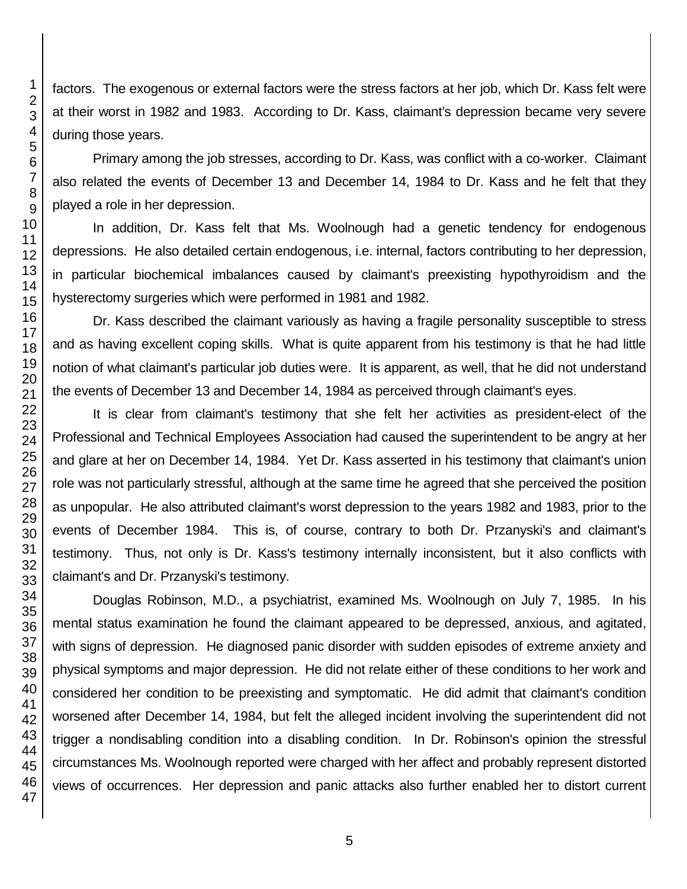factors. The exogenous or external factors were the stress factors at her job, which Dr. Kass felt were at their worst in 1982 and 1983. According to Dr. Kass, claimant's depression became very severe during those years.

Primary among the job stresses, according to Dr. Kass, was conflict with a co-worker. Claimant also related the events of December 13 and December 14, 1984 to Dr. Kass and he felt that they played a role in her depression.

In addition, Dr. Kass felt that Ms. Woolnough had a genetic tendency for endogenous depressions. He also detailed certain endogenous, i.e. internal, factors contributing to her depression, in particular biochemical imbalances caused by claimant's preexisting hypothyroidism and the hysterectomy surgeries which were performed in 1981 and 1982.

Dr. Kass described the claimant variously as having a fragile personality susceptible to stress and as having excellent coping skills. What is quite apparent from his testimony is that he had little notion of what claimant's particular job duties were. It is apparent, as well, that he did not understand the events of December 13 and December 14, 1984 as perceived through claimant's eyes.

It is clear from claimant's testimony that she felt her activities as president-elect of the Professional and Technical Employees Association had caused the superintendent to be angry at her and glare at her on December 14, 1984. Yet Dr. Kass asserted in his testimony that claimant's union role was not particularly stressful, although at the same time he agreed that she perceived the position as unpopular. He also attributed claimant's worst depression to the years 1982 and 1983, prior to the events of December 1984. This is, of course, contrary to both Dr. Przanyski's and claimant's testimony. Thus, not only is Dr. Kass's testimony internally inconsistent, but it also conflicts with claimant's and Dr. Przanyski's testimony.

Douglas Robinson, M.D., a psychiatrist, examined Ms. Woolnough on July 7, 1985. In his mental status examination he found the claimant appeared to be depressed, anxious, and agitated, with signs of depression. He diagnosed panic disorder with sudden episodes of extreme anxiety and physical symptoms and major depression. He did not relate either of these conditions to her work and considered her condition to be preexisting and symptomatic. He did admit that claimant's condition worsened after December 14, 1984, but felt the alleged incident involving the superintendent did not trigger a nondisabling condition into a disabling condition. In Dr. Robinson's opinion the stressful circumstances Ms. Woolnough reported were charged with her affect and probably represent distorted views of occurrences. Her depression and panic attacks also further enabled her to distort current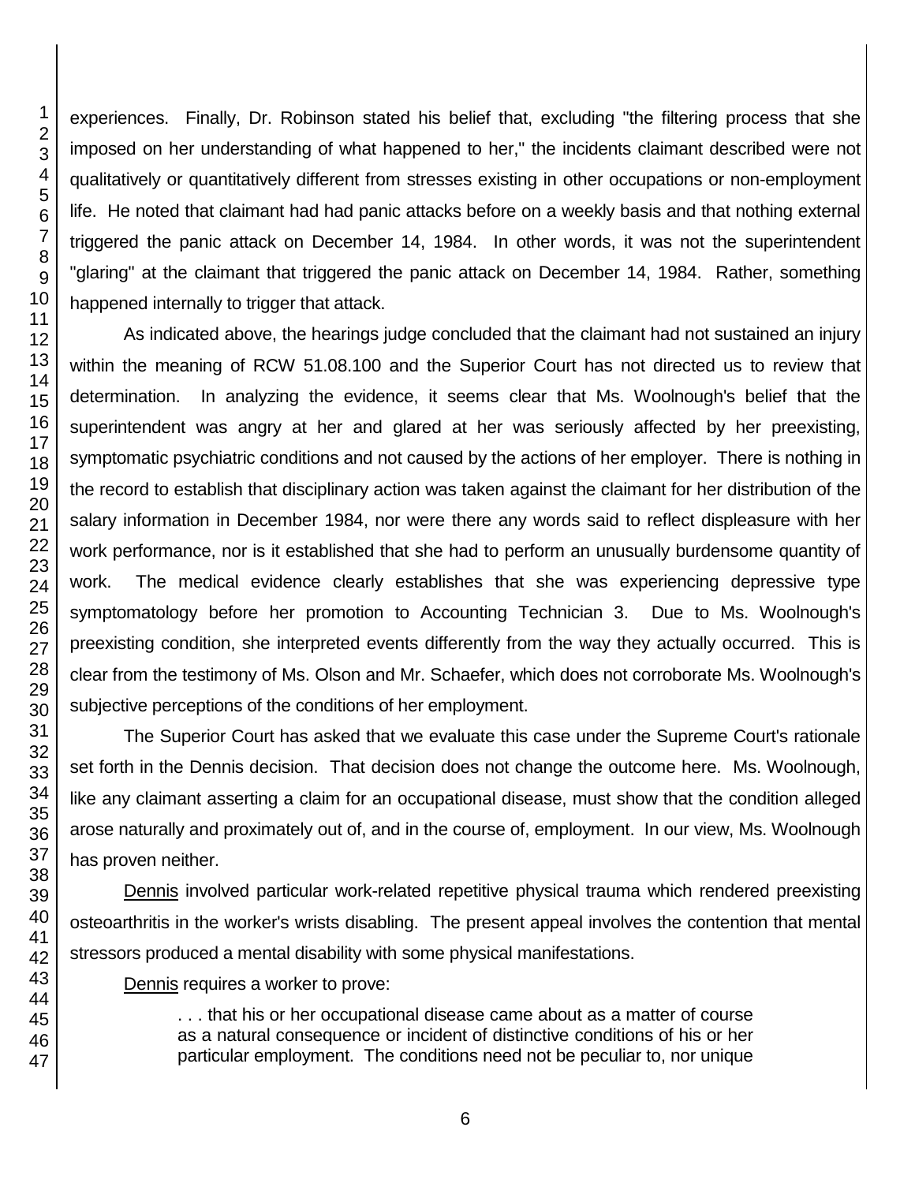experiences. Finally, Dr. Robinson stated his belief that, excluding "the filtering process that she imposed on her understanding of what happened to her," the incidents claimant described were not qualitatively or quantitatively different from stresses existing in other occupations or non-employment life. He noted that claimant had had panic attacks before on a weekly basis and that nothing external triggered the panic attack on December 14, 1984. In other words, it was not the superintendent "glaring" at the claimant that triggered the panic attack on December 14, 1984. Rather, something happened internally to trigger that attack.

As indicated above, the hearings judge concluded that the claimant had not sustained an injury within the meaning of RCW 51.08.100 and the Superior Court has not directed us to review that determination. In analyzing the evidence, it seems clear that Ms. Woolnough's belief that the superintendent was angry at her and glared at her was seriously affected by her preexisting, symptomatic psychiatric conditions and not caused by the actions of her employer. There is nothing in the record to establish that disciplinary action was taken against the claimant for her distribution of the salary information in December 1984, nor were there any words said to reflect displeasure with her work performance, nor is it established that she had to perform an unusually burdensome quantity of work. The medical evidence clearly establishes that she was experiencing depressive type symptomatology before her promotion to Accounting Technician 3. Due to Ms. Woolnough's preexisting condition, she interpreted events differently from the way they actually occurred. This is clear from the testimony of Ms. Olson and Mr. Schaefer, which does not corroborate Ms. Woolnough's subjective perceptions of the conditions of her employment.

The Superior Court has asked that we evaluate this case under the Supreme Court's rationale set forth in the Dennis decision. That decision does not change the outcome here. Ms. Woolnough, like any claimant asserting a claim for an occupational disease, must show that the condition alleged arose naturally and proximately out of, and in the course of, employment. In our view, Ms. Woolnough has proven neither.

Dennis involved particular work-related repetitive physical trauma which rendered preexisting osteoarthritis in the worker's wrists disabling. The present appeal involves the contention that mental stressors produced a mental disability with some physical manifestations.

Dennis requires a worker to prove:

> . . . that his or her occupational disease came about as a matter of course as a natural consequence or incident of distinctive conditions of his or her particular employment. The conditions need not be peculiar to, nor unique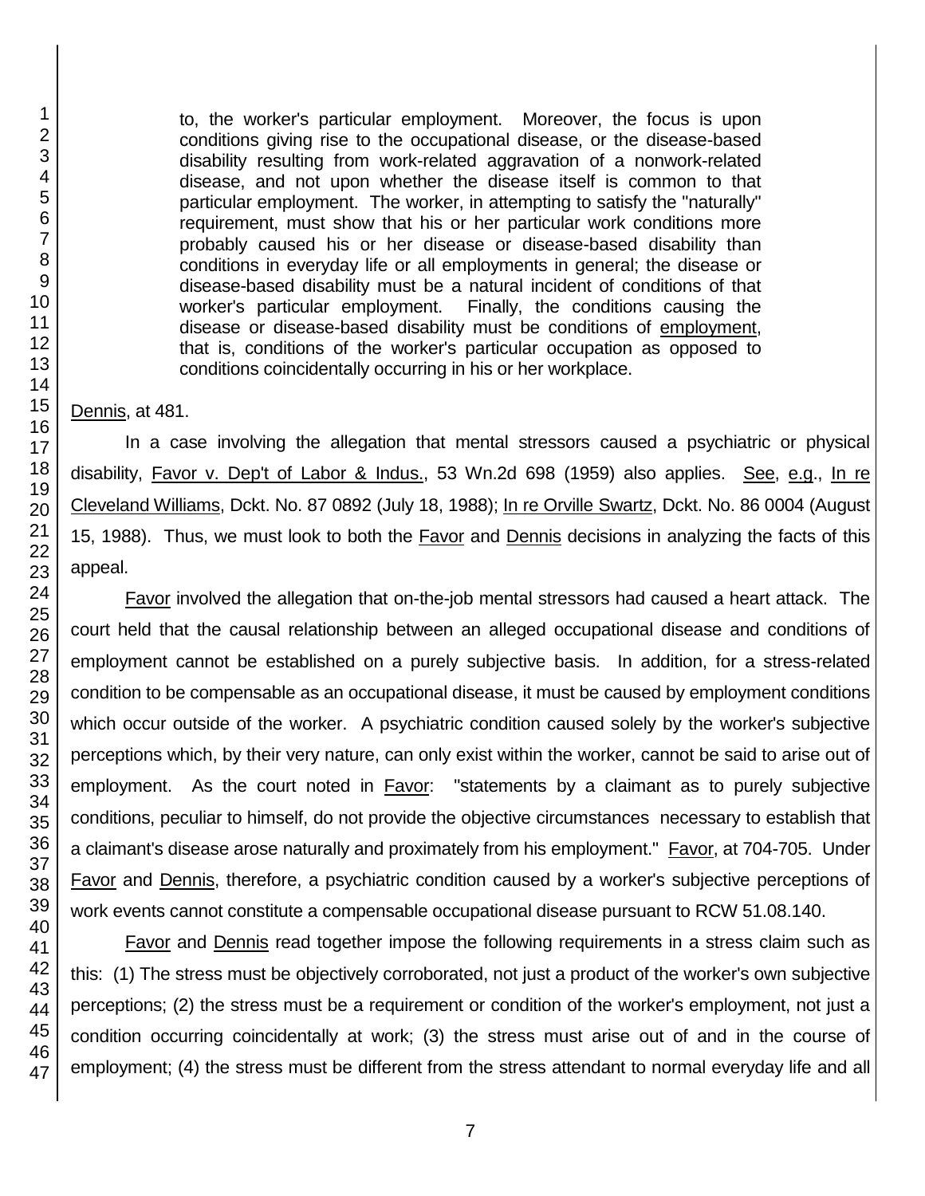> to, the worker's particular employment. Moreover, the focus is upon conditions giving rise to the occupational disease, or the disease-based disability resulting from work-related aggravation of a nonwork-related disease, and not upon whether the disease itself is common to that particular employment. The worker, in attempting to satisfy the "naturally" requirement, must show that his or her particular work conditions more probably caused his or her disease or disease-based disability than conditions in everyday life or all employments in general; the disease or disease-based disability must be a natural incident of conditions of that worker's particular employment. Finally, the conditions causing the disease or disease-based disability must be conditions of employment, that is, conditions of the worker's particular occupation as opposed to conditions coincidentally occurring in his or her workplace.

Dennis, at 481.

In a case involving the allegation that mental stressors caused a psychiatric or physical disability, Favor v. Dep't of Labor & Indus., 53 Wn.2d 698 (1959) also applies. See, e.g., In re Cleveland Williams, Dckt. No. 87 0892 (July 18, 1988); In re Orville Swartz, Dckt. No. 86 0004 (August 15, 1988). Thus, we must look to both the Favor and Dennis decisions in analyzing the facts of this appeal.

Favor involved the allegation that on-the-job mental stressors had caused a heart attack. The court held that the causal relationship between an alleged occupational disease and conditions of employment cannot be established on a purely subjective basis. In addition, for a stress-related condition to be compensable as an occupational disease, it must be caused by employment conditions which occur outside of the worker. A psychiatric condition caused solely by the worker's subjective perceptions which, by their very nature, can only exist within the worker, cannot be said to arise out of employment. As the court noted in Favor: "statements by a claimant as to purely subjective conditions, peculiar to himself, do not provide the objective circumstances necessary to establish that a claimant's disease arose naturally and proximately from his employment." Favor, at 704-705. Under Favor and Dennis, therefore, a psychiatric condition caused by a worker's subjective perceptions of work events cannot constitute a compensable occupational disease pursuant to RCW 51.08.140.

Favor and Dennis read together impose the following requirements in a stress claim such as this: (1) The stress must be objectively corroborated, not just a product of the worker's own subjective perceptions; (2) the stress must be a requirement or condition of the worker's employment, not just a condition occurring coincidentally at work; (3) the stress must arise out of and in the course of employment; (4) the stress must be different from the stress attendant to normal everyday life and all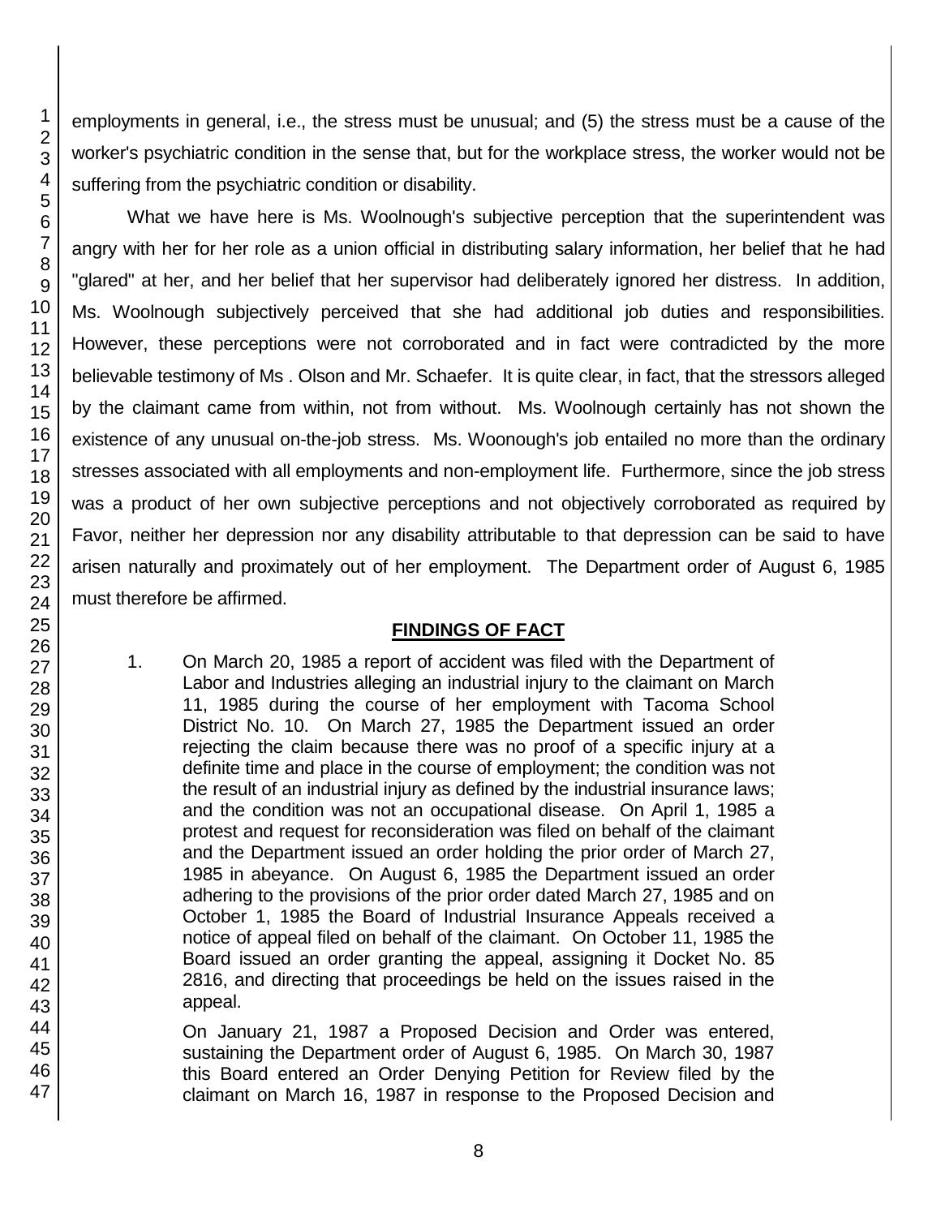employments in general, i.e., the stress must be unusual; and (5) the stress must be a cause of the worker's psychiatric condition in the sense that, but for the workplace stress, the worker would not be suffering from the psychiatric condition or disability.

What we have here is Ms. Woolnough's subjective perception that the superintendent was angry with her for her role as a union official in distributing salary information, her belief that he had "glared" at her, and her belief that her supervisor had deliberately ignored her distress. In addition, Ms. Woolnough subjectively perceived that she had additional job duties and responsibilities. However, these perceptions were not corroborated and in fact were contradicted by the more believable testimony of Ms . Olson and Mr. Schaefer. It is quite clear, in fact, that the stressors alleged by the claimant came from within, not from without. Ms. Woolnough certainly has not shown the existence of any unusual on-the-job stress. Ms. Woonough's job entailed no more than the ordinary stresses associated with all employments and non-employment life. Furthermore, since the job stress was a product of her own subjective perceptions and not objectively corroborated as required by Favor, neither her depression nor any disability attributable to that depression can be said to have arisen naturally and proximately out of her employment. The Department order of August 6, 1985 must therefore be affirmed.

## FINDINGS OF FACT

1. On March 20, 1985 a report of accident was filed with the Department of Labor and Industries alleging an industrial injury to the claimant on March 11, 1985 during the course of her employment with Tacoma School District No. 10. On March 27, 1985 the Department issued an order rejecting the claim because there was no proof of a specific injury at a definite time and place in the course of employment; the condition was not the result of an industrial injury as defined by the industrial insurance laws; and the condition was not an occupational disease. On April 1, 1985 a protest and request for reconsideration was filed on behalf of the claimant and the Department issued an order holding the prior order of March 27, 1985 in abeyance. On August 6, 1985 the Department issued an order adhering to the provisions of the prior order dated March 27, 1985 and on October 1, 1985 the Board of Industrial Insurance Appeals received a notice of appeal filed on behalf of the claimant. On October 11, 1985 the Board issued an order granting the appeal, assigning it Docket No. 85 2816, and directing that proceedings be held on the issues raised in the appeal.

   On January 21, 1987 a Proposed Decision and Order was entered, sustaining the Department order of August 6, 1985. On March 30, 1987 this Board entered an Order Denying Petition for Review filed by the claimant on March 16, 1987 in response to the Proposed Decision and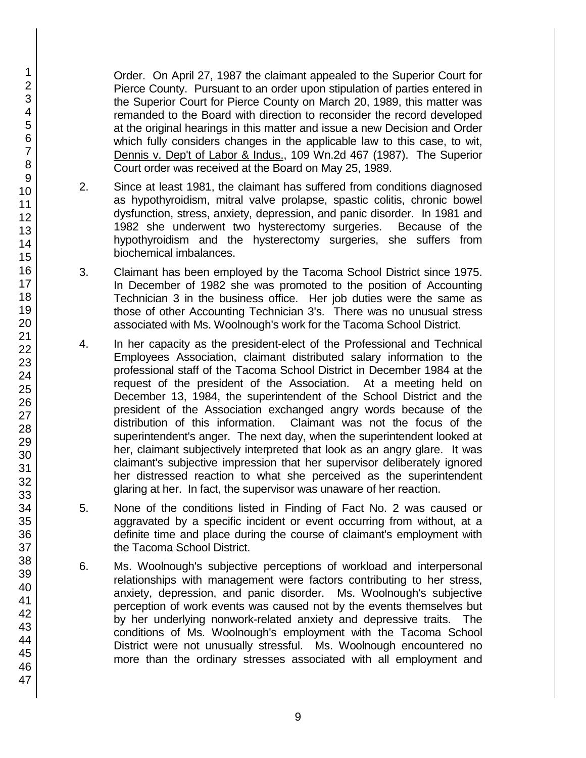Order. On April 27, 1987 the claimant appealed to the Superior Court for Pierce County. Pursuant to an order upon stipulation of parties entered in the Superior Court for Pierce County on March 20, 1989, this matter was remanded to the Board with direction to reconsider the record developed at the original hearings in this matter and issue a new Decision and Order which fully considers changes in the applicable law to this case, to wit, Dennis v. Dep't of Labor & Indus., 109 Wn.2d 467 (1987). The Superior Court order was received at the Board on May 25, 1989.

2. Since at least 1981, the claimant has suffered from conditions diagnosed as hypothyroidism, mitral valve prolapse, spastic colitis, chronic bowel dysfunction, stress, anxiety, depression, and panic disorder. In 1981 and 1982 she underwent two hysterectomy surgeries. Because of the hypothyroidism and the hysterectomy surgeries, she suffers from biochemical imbalances.

3. Claimant has been employed by the Tacoma School District since 1975. In December of 1982 she was promoted to the position of Accounting Technician 3 in the business office. Her job duties were the same as those of other Accounting Technician 3's. There was no unusual stress associated with Ms. Woolnough's work for the Tacoma School District.

4. In her capacity as the president-elect of the Professional and Technical Employees Association, claimant distributed salary information to the professional staff of the Tacoma School District in December 1984 at the request of the president of the Association. At a meeting held on December 13, 1984, the superintendent of the School District and the president of the Association exchanged angry words because of the distribution of this information. Claimant was not the focus of the superintendent's anger. The next day, when the superintendent looked at her, claimant subjectively interpreted that look as an angry glare. It was claimant's subjective impression that her supervisor deliberately ignored her distressed reaction to what she perceived as the superintendent glaring at her. In fact, the supervisor was unaware of her reaction.

5. None of the conditions listed in Finding of Fact No. 2 was caused or aggravated by a specific incident or event occurring from without, at a definite time and place during the course of claimant's employment with the Tacoma School District.

6. Ms. Woolnough's subjective perceptions of workload and interpersonal relationships with management were factors contributing to her stress, anxiety, depression, and panic disorder. Ms. Woolnough's subjective perception of work events was caused not by the events themselves but by her underlying nonwork-related anxiety and depressive traits. The conditions of Ms. Woolnough's employment with the Tacoma School District were not unusually stressful. Ms. Woolnough encountered no more than the ordinary stresses associated with all employment and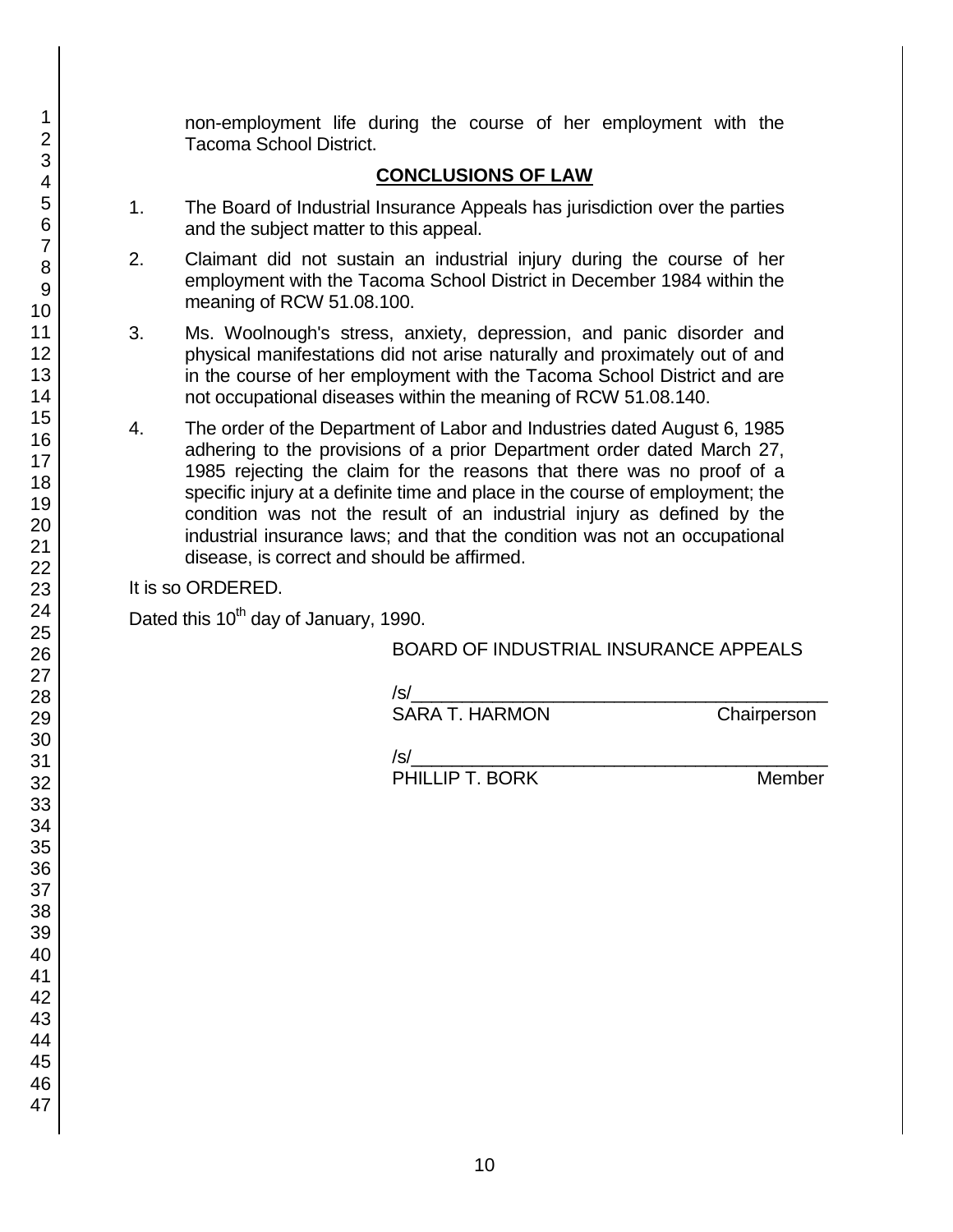non-employment life during the course of her employment with the Tacoma School District.

## CONCLUSIONS OF LAW

1. The Board of Industrial Insurance Appeals has jurisdiction over the parties and the subject matter to this appeal.

2. Claimant did not sustain an industrial injury during the course of her employment with the Tacoma School District in December 1984 within the meaning of RCW 51.08.100.

3. Ms. Woolnough's stress, anxiety, depression, and panic disorder and physical manifestations did not arise naturally and proximately out of and in the course of her employment with the Tacoma School District and are not occupational diseases within the meaning of RCW 51.08.140.

4. The order of the Department of Labor and Industries dated August 6, 1985 adhering to the provisions of a prior Department order dated March 27, 1985 rejecting the claim for the reasons that there was no proof of a specific injury at a definite time and place in the course of employment; the condition was not the result of an industrial injury as defined by the industrial insurance laws; and that the condition was not an occupational disease, is correct and should be affirmed.

It is so ORDERED.

Dated this 10th day of January, 1990.

BOARD OF INDUSTRIAL INSURANCE APPEALS

/s/___________________________________
SARA T. HARMON Chairperson

/s/___________________________________
PHILLIP T. BORK Member